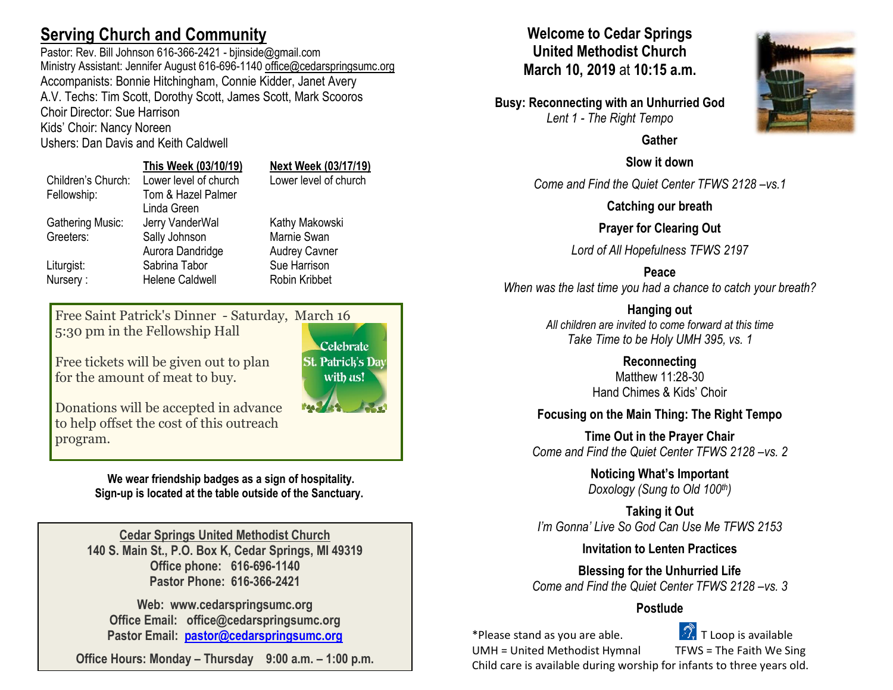## Serving Church and Community

Pastor: Rev. Bill Johnson 616-366-2421 - bjinside@gmail.com
Ministry Assistant: Jennifer August 616-696-1140 office@cedarspringsumc.org
Accompanists: Bonnie Hitchingham, Connie Kidder, Janet Avery
A.V. Techs: Tim Scott, Dorothy Scott, James Scott, Mark Scooros
Choir Director: Sue Harrison
Kids' Choir: Nancy Noreen
Ushers: Dan Davis and Keith Caldwell

| | This Week (03/10/19) | Next Week (03/17/19) |
|---|---|---|
| Children's Church: | Lower level of church | Lower level of church |
| Fellowship: | Tom & Hazel Palmer<br>Linda Green | |
| Gathering Music: | Jerry VanderWal | Kathy Makowski |
| Greeters: | Sally Johnson<br>Aurora Dandridge | Marnie Swan<br>Audrey Cavner |
| Liturgist: | Sabrina Tabor | Sue Harrison |
| Nursery : | Helene Caldwell | Robin Kribbet |

Free Saint Patrick's Dinner - Saturday, March 16
5:30 pm in the Fellowship Hall

Free tickets will be given out to plan for the amount of meat to buy.

Donations will be accepted in advance to help offset the cost of this outreach program.

Celebrate St. Patrick's Day with us!

**We wear friendship badges as a sign of hospitality.**
**Sign-up is located at the table outside of the Sanctuary.**

**Cedar Springs United Methodist Church**
**140 S. Main St., P.O. Box K, Cedar Springs, MI 49319**
**Office phone: 616-696-1140**
**Pastor Phone: 616-366-2421**

**Web: www.cedarspringsumc.org**
**Office Email: office@cedarspringsumc.org**
**Pastor Email: pastor@cedarspringsumc.org**

**Office Hours: Monday – Thursday 9:00 a.m. – 1:00 p.m.**

# Welcome to Cedar Springs United Methodist Church
**March 10, 2019** at **10:15 a.m.**

**Busy: Reconnecting with an Unhurried God**
*Lent 1 - The Right Tempo*

**Gather**

**Slow it down**
*Come and Find the Quiet Center TFWS 2128 –vs.1*

**Catching our breath**

**Prayer for Clearing Out**
*Lord of All Hopefulness TFWS 2197*

**Peace**
*When was the last time you had a chance to catch your breath?*

**Hanging out**
*All children are invited to come forward at this time*
*Take Time to be Holy UMH 395, vs. 1*

**Reconnecting**
Matthew 11:28-30
Hand Chimes & Kids' Choir

**Focusing on the Main Thing: The Right Tempo**

**Time Out in the Prayer Chair**
*Come and Find the Quiet Center TFWS 2128 –vs. 2*

**Noticing What's Important**
*Doxology (Sung to Old 100th)*

**Taking it Out**
*I'm Gonna' Live So God Can Use Me TFWS 2153*

**Invitation to Lenten Practices**

**Blessing for the Unhurried Life**
*Come and Find the Quiet Center TFWS 2128 –vs. 3*

**Postlude**

*Please stand as you are able. T Loop is available
UMH = United Methodist Hymnal TFWS = The Faith We Sing
Child care is available during worship for infants to three years old.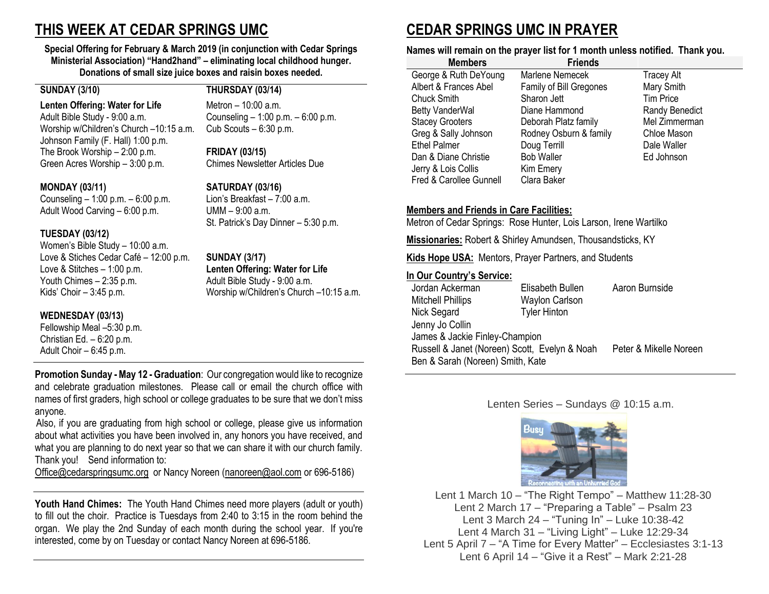# THIS WEEK AT CEDAR SPRINGS UMC

**Special Offering for February & March 2019 (in conjunction with Cedar Springs Ministerial Association) "Hand2hand" – eliminating local childhood hunger. Donations of small size juice boxes and raisin boxes needed.**

**SUNDAY (3/10)**

**Lenten Offering: Water for Life**
Adult Bible Study - 9:00 a.m.
Worship w/Children's Church –10:15 a.m.
Johnson Family (F. Hall) 1:00 p.m.
The Brook Worship – 2:00 p.m.
Green Acres Worship – 3:00 p.m.

**MONDAY (03/11)**
Counseling – 1:00 p.m. – 6:00 p.m.
Adult Wood Carving – 6:00 p.m.

**TUESDAY (03/12)**
Women's Bible Study – 10:00 a.m.
Love & Stiches Cedar Café – 12:00 p.m.
Love & Stitches – 1:00 p.m.
Youth Chimes – 2:35 p.m.
Kids' Choir – 3:45 p.m.

**WEDNESDAY (03/13)**
Fellowship Meal –5:30 p.m.
Christian Ed. – 6:20 p.m.
Adult Choir – 6:45 p.m.

**THURSDAY (03/14)**
Metron – 10:00 a.m.
Counseling – 1:00 p.m. – 6:00 p.m.
Cub Scouts – 6:30 p.m.

**FRIDAY (03/15)**
Chimes Newsletter Articles Due

**SATURDAY (03/16)**
Lion's Breakfast – 7:00 a.m.
UMM – 9:00 a.m.
St. Patrick's Day Dinner – 5:30 p.m.

**SUNDAY (3/17)**
**Lenten Offering: Water for Life**
Adult Bible Study - 9:00 a.m.
Worship w/Children's Church –10:15 a.m.

**Promotion Sunday - May 12 - Graduation**: Our congregation would like to recognize and celebrate graduation milestones. Please call or email the church office with names of first graders, high school or college graduates to be sure that we don't miss anyone.

Also, if you are graduating from high school or college, please give us information about what activities you have been involved in, any honors you have received, and what you are planning to do next year so that we can share it with our church family. Thank you! Send information to:
Office@cedarspringsumc.org or Nancy Noreen (nanoreen@aol.com or 696-5186)

**Youth Hand Chimes:** The Youth Hand Chimes need more players (adult or youth) to fill out the choir. Practice is Tuesdays from 2:40 to 3:15 in the room behind the organ. We play the 2nd Sunday of each month during the school year. If you're interested, come by on Tuesday or contact Nancy Noreen at 696-5186.

# CEDAR SPRINGS UMC IN PRAYER

**Names will remain on the prayer list for 1 month unless notified. Thank you.**

| Members | Friends | |
|---|---|---|
| George & Ruth DeYoung | Marlene Nemecek | Tracey Alt |
| Albert & Frances Abel | Family of Bill Gregones | Mary Smith |
| Chuck Smith | Sharon Jett | Tim Price |
| Betty VanderWal | Diane Hammond | Randy Benedict |
| Stacey Grooters | Deborah Platz family | Mel Zimmerman |
| Greg & Sally Johnson | Rodney Osburn & family | Chloe Mason |
| Ethel Palmer | Doug Terrill | Dale Waller |
| Dan & Diane Christie | Bob Waller | Ed Johnson |
| Jerry & Lois Collis | Kim Emery | |
| Fred & Carollee Gunnell | Clara Baker | |

**Members and Friends in Care Facilities:**
Metron of Cedar Springs: Rose Hunter, Lois Larson, Irene Wartilko

**Missionaries:** Robert & Shirley Amundsen, Thousandsticks, KY

**Kids Hope USA:** Mentors, Prayer Partners, and Students

**In Our Country's Service:**

Jordan Ackerman — Elisabeth Bullen — Aaron Burnside
Mitchell Phillips — Waylon Carlson
Nick Segard — Tyler Hinton
Jenny Jo Collin
James & Jackie Finley-Champion
Russell & Janet (Noreen) Scott, Evelyn & Noah — Peter & Mikelle Noreen
Ben & Sarah (Noreen) Smith, Kate

Lenten Series – Sundays @ 10:15 a.m.

Busy
Reconnecting with an Unhurried God

Lent 1 March 10 – "The Right Tempo" – Matthew 11:28-30
Lent 2 March 17 – "Preparing a Table" – Psalm 23
Lent 3 March 24 – "Tuning In" – Luke 10:38-42
Lent 4 March 31 – "Living Light" – Luke 12:29-34
Lent 5 April 7 – "A Time for Every Matter" – Ecclesiastes 3:1-13
Lent 6 April 14 – "Give it a Rest" – Mark 2:21-28